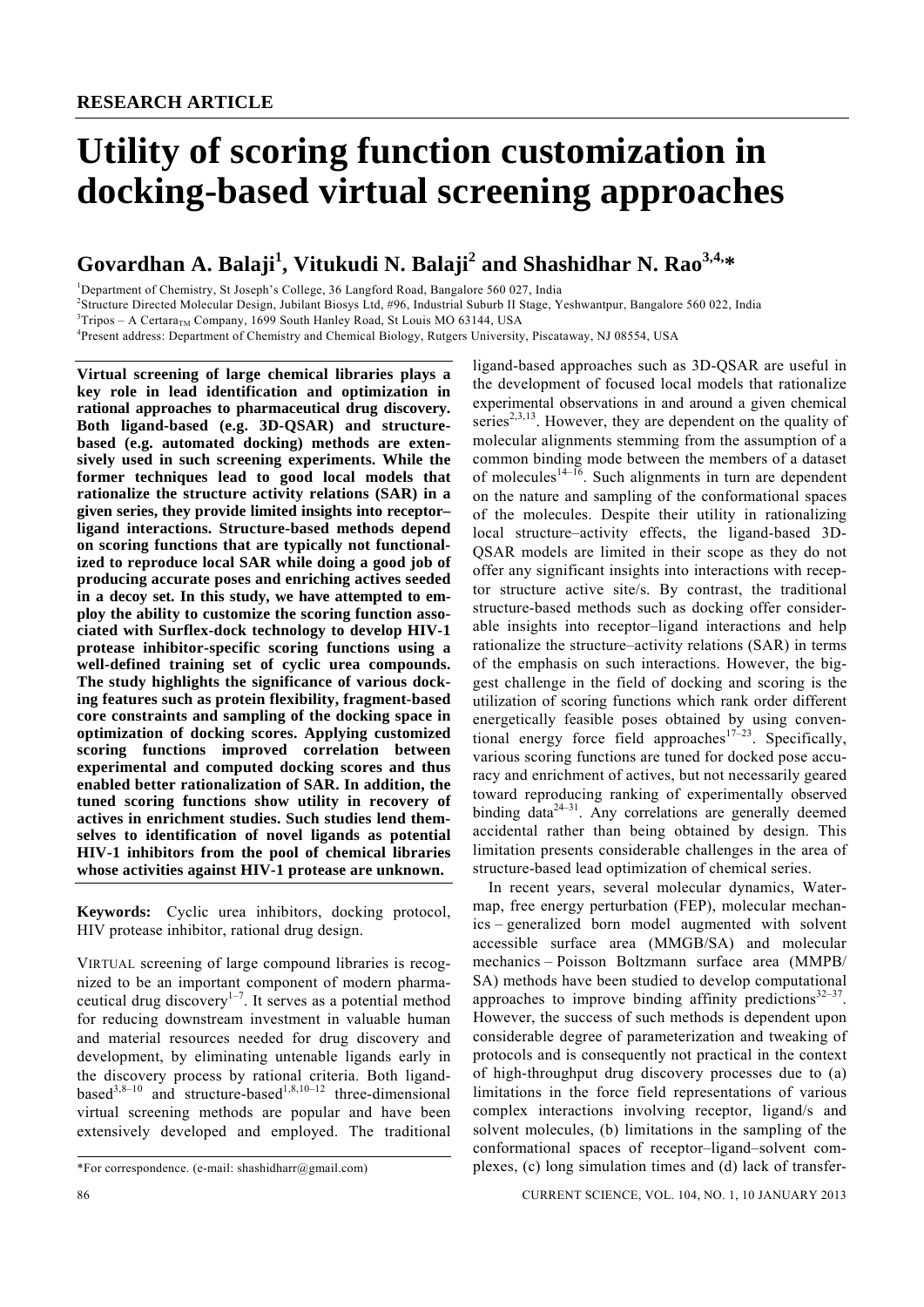**RESEARCH ARTICLE**

# Utility of scoring function customization in docking-based virtual screening approaches

**Govardhan A. Balaji[1], Vitukudi N. Balaji[2] and Shashidhar N. Rao[3,4,*]**

[1]Department of Chemistry, St Joseph's College, 36 Langford Road, Bangalore 560 027, India
[2]Structure Directed Molecular Design, Jubilant Biosys Ltd, #96, Industrial Suburb II Stage, Yeshwantpur, Bangalore 560 022, India
[3]Tripos – A Certara$_{TM}$ Company, 1699 South Hanley Road, St Louis MO 63144, USA
[4]Present address: Department of Chemistry and Chemical Biology, Rutgers University, Piscataway, NJ 08554, USA

**Virtual screening of large chemical libraries plays a key role in lead identification and optimization in rational approaches to pharmaceutical drug discovery. Both ligand-based (e.g. 3D-QSAR) and structure-based (e.g. automated docking) methods are extensively used in such screening experiments. While the former techniques lead to good local models that rationalize the structure activity relations (SAR) in a given series, they provide limited insights into receptor–ligand interactions. Structure-based methods depend on scoring functions that are typically not functionalized to reproduce local SAR while doing a good job of producing accurate poses and enriching actives seeded in a decoy set. In this study, we have attempted to employ the ability to customize the scoring function associated with Surflex-dock technology to develop HIV-1 protease inhibitor-specific scoring functions using a well-defined training set of cyclic urea compounds. The study highlights the significance of various docking features such as protein flexibility, fragment-based core constraints and sampling of the docking space in optimization of docking scores. Applying customized scoring functions improved correlation between experimental and computed docking scores and thus enabled better rationalization of SAR. In addition, the tuned scoring functions show utility in recovery of actives in enrichment studies. Such studies lend themselves to identification of novel ligands as potential HIV-1 inhibitors from the pool of chemical libraries whose activities against HIV-1 protease are unknown.**

**Keywords:** Cyclic urea inhibitors, docking protocol, HIV protease inhibitor, rational drug design.

VIRTUAL screening of large compound libraries is recognized to be an important component of modern pharmaceutical drug discovery[1–7]. It serves as a potential method for reducing downstream investment in valuable human and material resources needed for drug discovery and development, by eliminating untenable ligands early in the discovery process by rational criteria. Both ligand-based[3,8–10] and structure-based[1,8,10–12] three-dimensional virtual screening methods are popular and have been extensively developed and employed. The traditional ligand-based approaches such as 3D-QSAR are useful in the development of focused local models that rationalize experimental observations in and around a given chemical series[2,3,13]. However, they are dependent on the quality of molecular alignments stemming from the assumption of a common binding mode between the members of a dataset of molecules[14–16]. Such alignments in turn are dependent on the nature and sampling of the conformational spaces of the molecules. Despite their utility in rationalizing local structure–activity effects, the ligand-based 3D-QSAR models are limited in their scope as they do not offer any significant insights into interactions with receptor structure active site/s. By contrast, the traditional structure-based methods such as docking offer considerable insights into receptor–ligand interactions and help rationalize the structure–activity relations (SAR) in terms of the emphasis on such interactions. However, the biggest challenge in the field of docking and scoring is the utilization of scoring functions which rank order different energetically feasible poses obtained by using conventional energy force field approaches[17–23]. Specifically, various scoring functions are tuned for docked pose accuracy and enrichment of actives, but not necessarily geared toward reproducing ranking of experimentally observed binding data[24–31]. Any correlations are generally deemed accidental rather than being obtained by design. This limitation presents considerable challenges in the area of structure-based lead optimization of chemical series.

In recent years, several molecular dynamics, Watermap, free energy perturbation (FEP), molecular mechanics – generalized born model augmented with solvent accessible surface area (MMGB/SA) and molecular mechanics – Poisson Boltzmann surface area (MMPB/SA) methods have been studied to develop computational approaches to improve binding affinity predictions[32–37]. However, the success of such methods is dependent upon considerable degree of parameterization and tweaking of protocols and is consequently not practical in the context of high-throughput drug discovery processes due to (a) limitations in the force field representations of various complex interactions involving receptor, ligand/s and solvent molecules, (b) limitations in the sampling of the conformational spaces of receptor–ligand–solvent complexes, (c) long simulation times and (d) lack of transfer-

*For correspondence. (e-mail: shashidharr@gmail.com)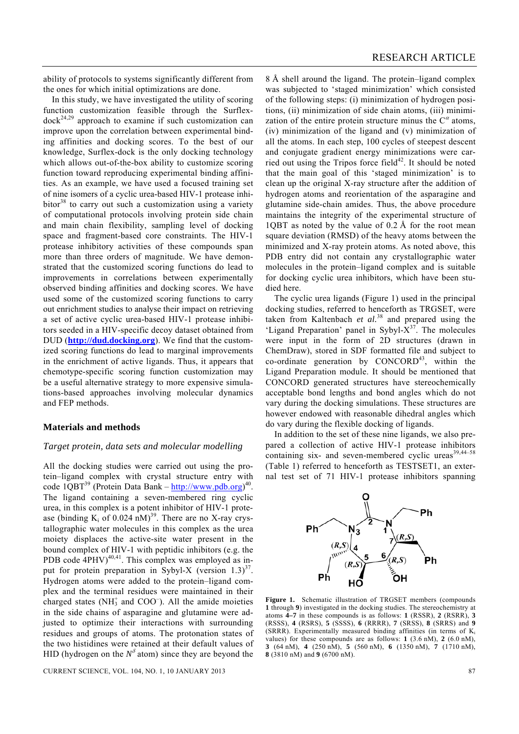ability of protocols to systems significantly different from the ones for which initial optimizations are done.

In this study, we have investigated the utility of scoring function customization feasible through the Surflex-dock[24,29] approach to examine if such customization can improve upon the correlation between experimental binding affinities and docking scores. To the best of our knowledge, Surflex-dock is the only docking technology which allows out-of-the-box ability to customize scoring function toward reproducing experimental binding affinities. As an example, we have used a focused training set of nine isomers of a cyclic urea-based HIV-1 protease inhibitor[38] to carry out such a customization using a variety of computational protocols involving protein side chain and main chain flexibility, sampling level of docking space and fragment-based core constraints. The HIV-1 protease inhibitory activities of these compounds span more than three orders of magnitude. We have demonstrated that the customized scoring functions do lead to improvements in correlations between experimentally observed binding affinities and docking scores. We have used some of the customized scoring functions to carry out enrichment studies to analyse their impact on retrieving a set of active cyclic urea-based HIV-1 protease inhibitors seeded in a HIV-specific decoy dataset obtained from DUD (**http://dud.docking.org**). We find that the customized scoring functions do lead to marginal improvements in the enrichment of active ligands. Thus, it appears that chemotype-specific scoring function customization may be a useful alternative strategy to more expensive simulations-based approaches involving molecular dynamics and FEP methods.

## Materials and methods

### *Target protein, data sets and molecular modelling*

All the docking studies were carried out using the protein–ligand complex with crystal structure entry with code 1QBT[39] (Protein Data Bank – http://www.pdb.org)[40]. The ligand containing a seven-membered ring cyclic urea, in this complex is a potent inhibitor of HIV-1 protease (binding $K_i$ of 0.024 nM)[39]. There are no X-ray crystallographic water molecules in this complex as the urea moiety displaces the active-site water present in the bound complex of HIV-1 with peptidic inhibitors (e.g. the PDB code 4PHV)[40,41]. This complex was employed as input for protein preparation in Sybyl-X (version 1.3)[37]. Hydrogen atoms were added to the protein–ligand complex and the terminal residues were maintained in their charged states ($NH_3^+$ and $COO^-$). All the amide moieties in the side chains of asparagine and glutamine were adjusted to optimize their interactions with surrounding residues and groups of atoms. The protonation states of the two histidines were retained at their default values of HID (hydrogen on the $N^{\delta}$ atom) since they are beyond the 8 Å shell around the ligand. The protein–ligand complex was subjected to 'staged minimization' which consisted of the following steps: (i) minimization of hydrogen positions, (ii) minimization of side chain atoms, (iii) minimization of the entire protein structure minus the $C^{\alpha}$ atoms, (iv) minimization of the ligand and (v) minimization of all the atoms. In each step, 100 cycles of steepest descent and conjugate gradient energy minimizations were carried out using the Tripos force field[42]. It should be noted that the main goal of this 'staged minimization' is to clean up the original X-ray structure after the addition of hydrogen atoms and reorientation of the asparagine and glutamine side-chain amides. Thus, the above procedure maintains the integrity of the experimental structure of 1QBT as noted by the value of 0.2 Å for the root mean square deviation (RMSD) of the heavy atoms between the minimized and X-ray protein atoms. As noted above, this PDB entry did not contain any crystallographic water molecules in the protein–ligand complex and is suitable for docking cyclic urea inhibitors, which have been studied here.

The cyclic urea ligands (Figure 1) used in the principal docking studies, referred to henceforth as TRGSET, were taken from Kaltenbach *et al.*[38] and prepared using the 'Ligand Preparation' panel in Sybyl-X[37]. The molecules were input in the form of 2D structures (drawn in ChemDraw), stored in SDF formatted file and subject to co-ordinate generation by CONCORD[43], within the Ligand Preparation module. It should be mentioned that CONCORD generated structures have stereochemically acceptable bond lengths and bond angles which do not vary during the docking simulations. These structures are however endowed with reasonable dihedral angles which do vary during the flexible docking of ligands.

In addition to the set of these nine ligands, we also prepared a collection of active HIV-1 protease inhibitors containing six- and seven-membered cyclic ureas[39,44–58] (Table 1) referred to henceforth as TESTSET1, an external test set of 71 HIV-1 protease inhibitors spanning

**Figure 1.** Schematic illustration of TRGSET members (compounds **1** through **9**) investigated in the docking studies. The stereochemistry at atoms **4–7** in these compounds is as follows: **1** (RSSR), **2** (RSRR), **3** (RSSS), **4** (RSRS), **5** (SSSS), **6** (RRRR), **7** (SRSS), **8** (SRRS) and **9** (SRRR). Experimentally measured binding affinities (in terms of $K_i$ values) for these compounds are as follows: **1** (3.6 nM), **2** (6.0 nM), **3** (64 nM), **4** (250 nM), **5** (560 nM), **6** (1350 nM), **7** (1710 nM), **8** (3810 nM) and **9** (6700 nM).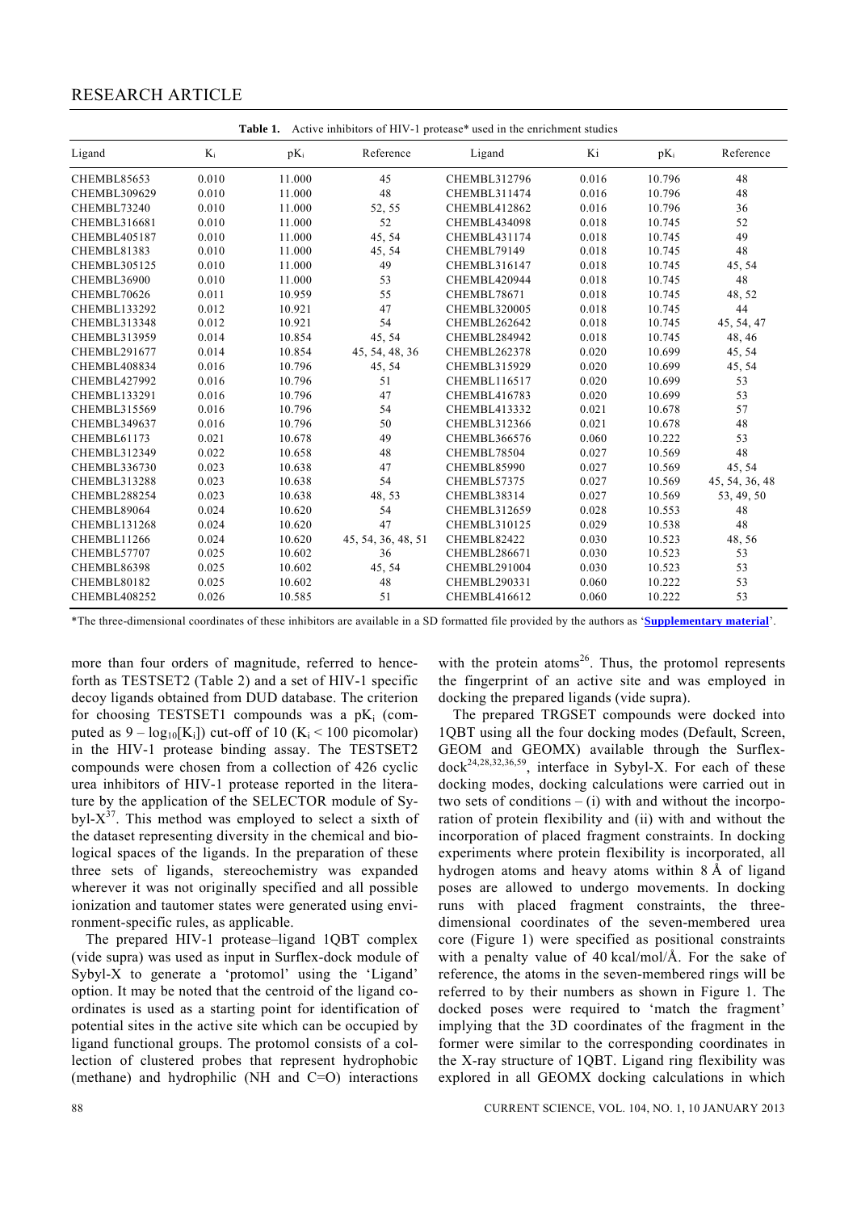**Table 1.** Active inhibitors of HIV-1 protease* used in the enrichment studies

| Ligand | $K_i$ | $pK_i$ | Reference | Ligand | Ki | $pK_i$ | Reference |
|---|---|---|---|---|---|---|---|
| CHEMBL85653 | 0.010 | 11.000 | 45 | CHEMBL312796 | 0.016 | 10.796 | 48 |
| CHEMBL309629 | 0.010 | 11.000 | 48 | CHEMBL311474 | 0.016 | 10.796 | 48 |
| CHEMBL73240 | 0.010 | 11.000 | 52, 55 | CHEMBL412862 | 0.016 | 10.796 | 36 |
| CHEMBL316681 | 0.010 | 11.000 | 52 | CHEMBL434098 | 0.018 | 10.745 | 52 |
| CHEMBL405187 | 0.010 | 11.000 | 45, 54 | CHEMBL431174 | 0.018 | 10.745 | 49 |
| CHEMBL81383 | 0.010 | 11.000 | 45, 54 | CHEMBL79149 | 0.018 | 10.745 | 48 |
| CHEMBL305125 | 0.010 | 11.000 | 49 | CHEMBL316147 | 0.018 | 10.745 | 45, 54 |
| CHEMBL36900 | 0.010 | 11.000 | 53 | CHEMBL420944 | 0.018 | 10.745 | 48 |
| CHEMBL70626 | 0.011 | 10.959 | 55 | CHEMBL78671 | 0.018 | 10.745 | 48, 52 |
| CHEMBL133292 | 0.012 | 10.921 | 47 | CHEMBL320005 | 0.018 | 10.745 | 44 |
| CHEMBL313348 | 0.012 | 10.921 | 54 | CHEMBL262642 | 0.018 | 10.745 | 45, 54, 47 |
| CHEMBL313959 | 0.014 | 10.854 | 45, 54 | CHEMBL284942 | 0.018 | 10.745 | 48, 46 |
| CHEMBL291677 | 0.014 | 10.854 | 45, 54, 48, 36 | CHEMBL262378 | 0.020 | 10.699 | 45, 54 |
| CHEMBL408834 | 0.016 | 10.796 | 45, 54 | CHEMBL315929 | 0.020 | 10.699 | 45, 54 |
| CHEMBL427992 | 0.016 | 10.796 | 51 | CHEMBL116517 | 0.020 | 10.699 | 53 |
| CHEMBL133291 | 0.016 | 10.796 | 47 | CHEMBL416783 | 0.020 | 10.699 | 53 |
| CHEMBL315569 | 0.016 | 10.796 | 54 | CHEMBL413332 | 0.021 | 10.678 | 57 |
| CHEMBL349637 | 0.016 | 10.796 | 50 | CHEMBL312366 | 0.021 | 10.678 | 48 |
| CHEMBL61173 | 0.021 | 10.678 | 49 | CHEMBL366576 | 0.060 | 10.222 | 53 |
| CHEMBL312349 | 0.022 | 10.658 | 48 | CHEMBL78504 | 0.027 | 10.569 | 48 |
| CHEMBL336730 | 0.023 | 10.638 | 47 | CHEMBL85990 | 0.027 | 10.569 | 45, 54 |
| CHEMBL313288 | 0.023 | 10.638 | 54 | CHEMBL57375 | 0.027 | 10.569 | 45, 54, 36, 48 |
| CHEMBL288254 | 0.023 | 10.638 | 48, 53 | CHEMBL38314 | 0.027 | 10.569 | 53, 49, 50 |
| CHEMBL89064 | 0.024 | 10.620 | 54 | CHEMBL312659 | 0.028 | 10.553 | 48 |
| CHEMBL131268 | 0.024 | 10.620 | 47 | CHEMBL310125 | 0.029 | 10.538 | 48 |
| CHEMBL11266 | 0.024 | 10.620 | 45, 54, 36, 48, 51 | CHEMBL82422 | 0.030 | 10.523 | 48, 56 |
| CHEMBL57707 | 0.025 | 10.602 | 36 | CHEMBL286671 | 0.030 | 10.523 | 53 |
| CHEMBL86398 | 0.025 | 10.602 | 45, 54 | CHEMBL291004 | 0.030 | 10.523 | 53 |
| CHEMBL80182 | 0.025 | 10.602 | 48 | CHEMBL290331 | 0.060 | 10.222 | 53 |
| CHEMBL408252 | 0.026 | 10.585 | 51 | CHEMBL416612 | 0.060 | 10.222 | 53 |

*The three-dimensional coordinates of these inhibitors are available in a SD formatted file provided by the authors as '**Supplementary material**'.

more than four orders of magnitude, referred to henceforth as TESTSET2 (Table 2) and a set of HIV-1 specific decoy ligands obtained from DUD database. The criterion for choosing TESTSET1 compounds was a $pK_i$ (computed as $9 - \log_{10}[K_i]$) cut-off of 10 ($K_i$ < 100 picomolar) in the HIV-1 protease binding assay. The TESTSET2 compounds were chosen from a collection of 426 cyclic urea inhibitors of HIV-1 protease reported in the literature by the application of the SELECTOR module of Sybyl-X[37]. This method was employed to select a sixth of the dataset representing diversity in the chemical and biological spaces of the ligands. In the preparation of these three sets of ligands, stereochemistry was expanded wherever it was not originally specified and all possible ionization and tautomer states were generated using environment-specific rules, as applicable.

The prepared HIV-1 protease–ligand 1QBT complex (vide supra) was used as input in Surflex-dock module of Sybyl-X to generate a 'protomol' using the 'Ligand' option. It may be noted that the centroid of the ligand coordinates is used as a starting point for identification of potential sites in the active site which can be occupied by ligand functional groups. The protomol consists of a collection of clustered probes that represent hydrophobic (methane) and hydrophilic (NH and C=O) interactions with the protein atoms[26]. Thus, the protomol represents the fingerprint of an active site and was employed in docking the prepared ligands (vide supra).

The prepared TRGSET compounds were docked into 1QBT using all the four docking modes (Default, Screen, GEOM and GEOMX) available through the Surflex-dock[24,28,32,36,59], interface in Sybyl-X. For each of these docking modes, docking calculations were carried out in two sets of conditions – (i) with and without the incorporation of protein flexibility and (ii) with and without the incorporation of placed fragment constraints. In docking experiments where protein flexibility is incorporated, all hydrogen atoms and heavy atoms within 8 Å of ligand poses are allowed to undergo movements. In docking runs with placed fragment constraints, the three-dimensional coordinates of the seven-membered urea core (Figure 1) were specified as positional constraints with a penalty value of 40 kcal/mol/Å. For the sake of reference, the atoms in the seven-membered rings will be referred to by their numbers as shown in Figure 1. The docked poses were required to 'match the fragment' implying that the 3D coordinates of the fragment in the former were similar to the corresponding coordinates in the X-ray structure of 1QBT. Ligand ring flexibility was explored in all GEOMX docking calculations in which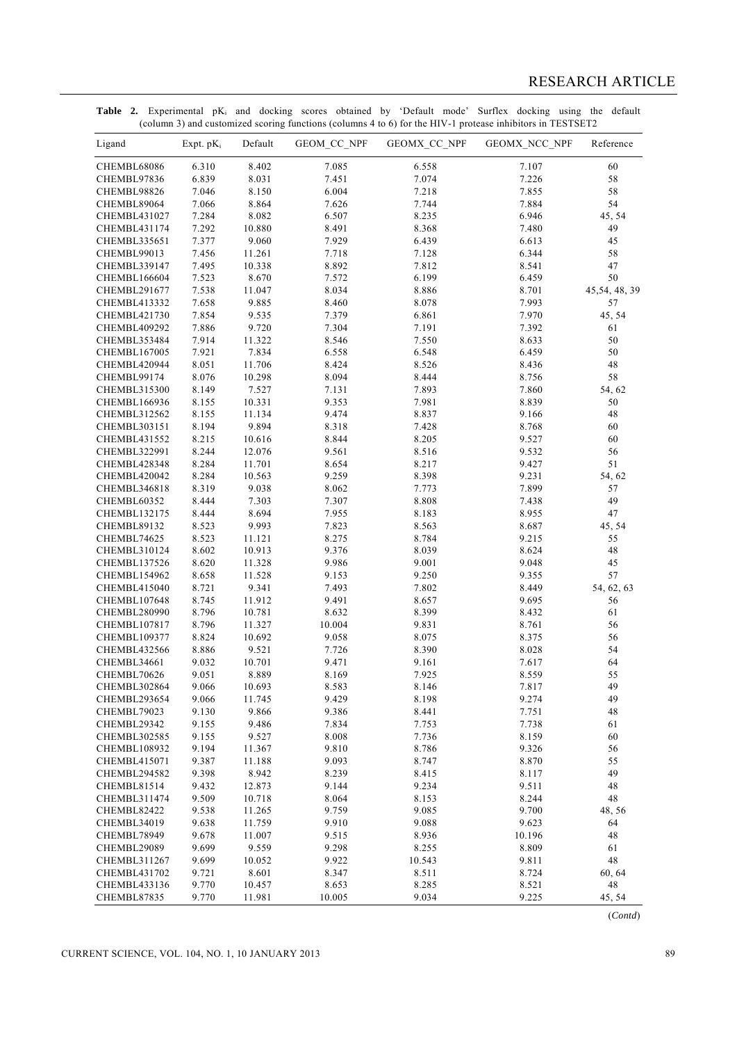**Table 2.** Experimental $pK_i$ and docking scores obtained by 'Default mode' Surflex docking using the default (column 3) and customized scoring functions (columns 4 to 6) for the HIV-1 protease inhibitors in TESTSET2

| Ligand | Expt. $pK_i$ | Default | GEOM_CC_NPF | GEOMX_CC_NPF | GEOMX_NCC_NPF | Reference |
|---|---|---|---|---|---|---|
| CHEMBL68086 | 6.310 | 8.402 | 7.085 | 6.558 | 7.107 | 60 |
| CHEMBL97836 | 6.839 | 8.031 | 7.451 | 7.074 | 7.226 | 58 |
| CHEMBL98826 | 7.046 | 8.150 | 6.004 | 7.218 | 7.855 | 58 |
| CHEMBL89064 | 7.066 | 8.864 | 7.626 | 7.744 | 7.884 | 54 |
| CHEMBL431027 | 7.284 | 8.082 | 6.507 | 8.235 | 6.946 | 45, 54 |
| CHEMBL431174 | 7.292 | 10.880 | 8.491 | 8.368 | 7.480 | 49 |
| CHEMBL335651 | 7.377 | 9.060 | 7.929 | 6.439 | 6.613 | 45 |
| CHEMBL99013 | 7.456 | 11.261 | 7.718 | 7.128 | 6.344 | 58 |
| CHEMBL339147 | 7.495 | 10.338 | 8.892 | 7.812 | 8.541 | 47 |
| CHEMBL166604 | 7.523 | 8.670 | 7.572 | 6.199 | 6.459 | 50 |
| CHEMBL291677 | 7.538 | 11.047 | 8.034 | 8.886 | 8.701 | 45,54, 48, 39 |
| CHEMBL413332 | 7.658 | 9.885 | 8.460 | 8.078 | 7.993 | 57 |
| CHEMBL421730 | 7.854 | 9.535 | 7.379 | 6.861 | 7.970 | 45, 54 |
| CHEMBL409292 | 7.886 | 9.720 | 7.304 | 7.191 | 7.392 | 61 |
| CHEMBL353484 | 7.914 | 11.322 | 8.546 | 7.550 | 8.633 | 50 |
| CHEMBL167005 | 7.921 | 7.834 | 6.558 | 6.548 | 6.459 | 50 |
| CHEMBL420944 | 8.051 | 11.706 | 8.424 | 8.526 | 8.436 | 48 |
| CHEMBL99174 | 8.076 | 10.298 | 8.094 | 8.444 | 8.756 | 58 |
| CHEMBL315300 | 8.149 | 7.527 | 7.131 | 7.893 | 7.860 | 54, 62 |
| CHEMBL166936 | 8.155 | 10.331 | 9.353 | 7.981 | 8.839 | 50 |
| CHEMBL312562 | 8.155 | 11.134 | 9.474 | 8.837 | 9.166 | 48 |
| CHEMBL303151 | 8.194 | 9.894 | 8.318 | 7.428 | 8.768 | 60 |
| CHEMBL431552 | 8.215 | 10.616 | 8.844 | 8.205 | 9.527 | 60 |
| CHEMBL322991 | 8.244 | 12.076 | 9.561 | 8.516 | 9.532 | 56 |
| CHEMBL428348 | 8.284 | 11.701 | 8.654 | 8.217 | 9.427 | 51 |
| CHEMBL420042 | 8.284 | 10.563 | 9.259 | 8.398 | 9.231 | 54, 62 |
| CHEMBL346818 | 8.319 | 9.038 | 8.062 | 7.773 | 7.899 | 57 |
| CHEMBL60352 | 8.444 | 7.303 | 7.307 | 8.808 | 7.438 | 49 |
| CHEMBL132175 | 8.444 | 8.694 | 7.955 | 8.183 | 8.955 | 47 |
| CHEMBL89132 | 8.523 | 9.993 | 7.823 | 8.563 | 8.687 | 45, 54 |
| CHEMBL74625 | 8.523 | 11.121 | 8.275 | 8.784 | 9.215 | 55 |
| CHEMBL310124 | 8.602 | 10.913 | 9.376 | 8.039 | 8.624 | 48 |
| CHEMBL137526 | 8.620 | 11.328 | 9.986 | 9.001 | 9.048 | 45 |
| CHEMBL154962 | 8.658 | 11.528 | 9.153 | 9.250 | 9.355 | 57 |
| CHEMBL415040 | 8.721 | 9.341 | 7.493 | 7.802 | 8.449 | 54, 62, 63 |
| CHEMBL107648 | 8.745 | 11.912 | 9.491 | 8.657 | 9.695 | 56 |
| CHEMBL280990 | 8.796 | 10.781 | 8.632 | 8.399 | 8.432 | 61 |
| CHEMBL107817 | 8.796 | 11.327 | 10.004 | 9.831 | 8.761 | 56 |
| CHEMBL109377 | 8.824 | 10.692 | 9.058 | 8.075 | 8.375 | 56 |
| CHEMBL432566 | 8.886 | 9.521 | 7.726 | 8.390 | 8.028 | 54 |
| CHEMBL34661 | 9.032 | 10.701 | 9.471 | 9.161 | 7.617 | 64 |
| CHEMBL70626 | 9.051 | 8.889 | 8.169 | 7.925 | 8.559 | 55 |
| CHEMBL302864 | 9.066 | 10.693 | 8.583 | 8.146 | 7.817 | 49 |
| CHEMBL293654 | 9.066 | 11.745 | 9.429 | 8.198 | 9.274 | 49 |
| CHEMBL79023 | 9.130 | 9.866 | 9.386 | 8.441 | 7.751 | 48 |
| CHEMBL29342 | 9.155 | 9.486 | 7.834 | 7.753 | 7.738 | 61 |
| CHEMBL302585 | 9.155 | 9.527 | 8.008 | 7.736 | 8.159 | 60 |
| CHEMBL108932 | 9.194 | 11.367 | 9.810 | 8.786 | 9.326 | 56 |
| CHEMBL415071 | 9.387 | 11.188 | 9.093 | 8.747 | 8.870 | 55 |
| CHEMBL294582 | 9.398 | 8.942 | 8.239 | 8.415 | 8.117 | 49 |
| CHEMBL81514 | 9.432 | 12.873 | 9.144 | 9.234 | 9.511 | 48 |
| CHEMBL311474 | 9.509 | 10.718 | 8.064 | 8.153 | 8.244 | 48 |
| CHEMBL82422 | 9.538 | 11.265 | 9.759 | 9.085 | 9.700 | 48, 56 |
| CHEMBL34019 | 9.638 | 11.759 | 9.910 | 9.088 | 9.623 | 64 |
| CHEMBL78949 | 9.678 | 11.007 | 9.515 | 8.936 | 10.196 | 48 |
| CHEMBL29089 | 9.699 | 9.559 | 9.298 | 8.255 | 8.809 | 61 |
| CHEMBL311267 | 9.699 | 10.052 | 9.922 | 10.543 | 9.811 | 48 |
| CHEMBL431702 | 9.721 | 8.601 | 8.347 | 8.511 | 8.724 | 60, 64 |
| CHEMBL433136 | 9.770 | 10.457 | 8.653 | 8.285 | 8.521 | 48 |
| CHEMBL87835 | 9.770 | 11.981 | 10.005 | 9.034 | 9.225 | 45, 54 |

(*Contd*)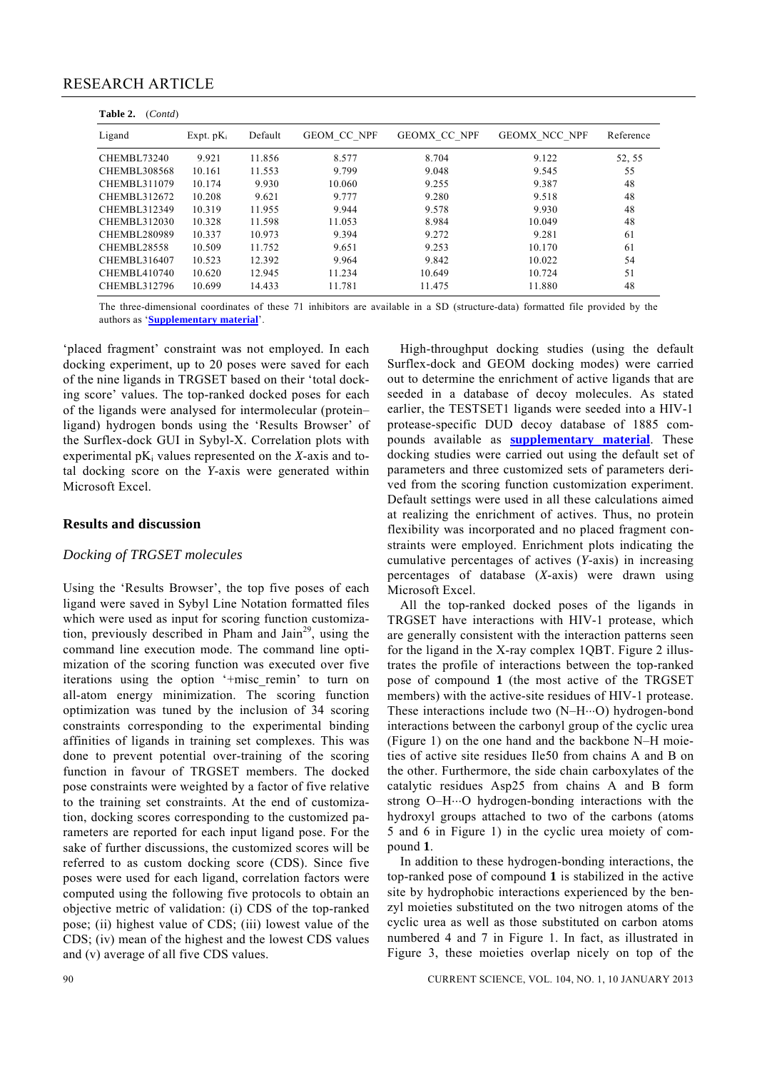**Table 2.** (*Contd*)

| Ligand | Expt. $pK_i$ | Default | GEOM_CC_NPF | GEOMX_CC_NPF | GEOMX_NCC_NPF | Reference |
|---|---|---|---|---|---|---|
| CHEMBL73240 | 9.921 | 11.856 | 8.577 | 8.704 | 9.122 | 52, 55 |
| CHEMBL308568 | 10.161 | 11.553 | 9.799 | 9.048 | 9.545 | 55 |
| CHEMBL311079 | 10.174 | 9.930 | 10.060 | 9.255 | 9.387 | 48 |
| CHEMBL312672 | 10.208 | 9.621 | 9.777 | 9.280 | 9.518 | 48 |
| CHEMBL312349 | 10.319 | 11.955 | 9.944 | 9.578 | 9.930 | 48 |
| CHEMBL312030 | 10.328 | 11.598 | 11.053 | 8.984 | 10.049 | 48 |
| CHEMBL280989 | 10.337 | 10.973 | 9.394 | 9.272 | 9.281 | 61 |
| CHEMBL28558 | 10.509 | 11.752 | 9.651 | 9.253 | 10.170 | 61 |
| CHEMBL316407 | 10.523 | 12.392 | 9.964 | 9.842 | 10.022 | 54 |
| CHEMBL410740 | 10.620 | 12.945 | 11.234 | 10.649 | 10.724 | 51 |
| CHEMBL312796 | 10.699 | 14.433 | 11.781 | 11.475 | 11.880 | 48 |

The three-dimensional coordinates of these 71 inhibitors are available in a SD (structure-data) formatted file provided by the authors as '**Supplementary material**'.

'placed fragment' constraint was not employed. In each docking experiment, up to 20 poses were saved for each of the nine ligands in TRGSET based on their 'total docking score' values. The top-ranked docked poses for each of the ligands were analysed for intermolecular (protein–ligand) hydrogen bonds using the 'Results Browser' of the Surflex-dock GUI in Sybyl-X. Correlation plots with experimental $pK_i$ values represented on the *X*-axis and total docking score on the *Y*-axis were generated within Microsoft Excel.

## Results and discussion

### *Docking of TRGSET molecules*

Using the 'Results Browser', the top five poses of each ligand were saved in Sybyl Line Notation formatted files which were used as input for scoring function customization, previously described in Pham and Jain[29], using the command line execution mode. The command line optimization of the scoring function was executed over five iterations using the option '+misc_remin' to turn on all-atom energy minimization. The scoring function optimization was tuned by the inclusion of 34 scoring constraints corresponding to the experimental binding affinities of ligands in training set complexes. This was done to prevent potential over-training of the scoring function in favour of TRGSET members. The docked pose constraints were weighted by a factor of five relative to the training set constraints. At the end of customization, docking scores corresponding to the customized parameters are reported for each input ligand pose. For the sake of further discussions, the customized scores will be referred to as custom docking score (CDS). Since five poses were used for each ligand, correlation factors were computed using the following five protocols to obtain an objective metric of validation: (i) CDS of the top-ranked pose; (ii) highest value of CDS; (iii) lowest value of the CDS; (iv) mean of the highest and the lowest CDS values and (v) average of all five CDS values.

High-throughput docking studies (using the default Surflex-dock and GEOM docking modes) were carried out to determine the enrichment of active ligands that are seeded in a database of decoy molecules. As stated earlier, the TESTSET1 ligands were seeded into a HIV-1 protease-specific DUD decoy database of 1885 compounds available as **supplementary material**. These docking studies were carried out using the default set of parameters and three customized sets of parameters derived from the scoring function customization experiment. Default settings were used in all these calculations aimed at realizing the enrichment of actives. Thus, no protein flexibility was incorporated and no placed fragment constraints were employed. Enrichment plots indicating the cumulative percentages of actives (*Y*-axis) in increasing percentages of database (*X*-axis) were drawn using Microsoft Excel.

All the top-ranked docked poses of the ligands in TRGSET have interactions with HIV-1 protease, which are generally consistent with the interaction patterns seen for the ligand in the X-ray complex 1QBT. Figure 2 illustrates the profile of interactions between the top-ranked pose of compound **1** (the most active of the TRGSET members) with the active-site residues of HIV-1 protease. These interactions include two (N–H···O) hydrogen-bond interactions between the carbonyl group of the cyclic urea (Figure 1) on the one hand and the backbone N–H moieties of active site residues Ile50 from chains A and B on the other. Furthermore, the side chain carboxylates of the catalytic residues Asp25 from chains A and B form strong O–H···O hydrogen-bonding interactions with the hydroxyl groups attached to two of the carbons (atoms 5 and 6 in Figure 1) in the cyclic urea moiety of compound **1**.

In addition to these hydrogen-bonding interactions, the top-ranked pose of compound **1** is stabilized in the active site by hydrophobic interactions experienced by the benzyl moieties substituted on the two nitrogen atoms of the cyclic urea as well as those substituted on carbon atoms numbered 4 and 7 in Figure 1. In fact, as illustrated in Figure 3, these moieties overlap nicely on top of the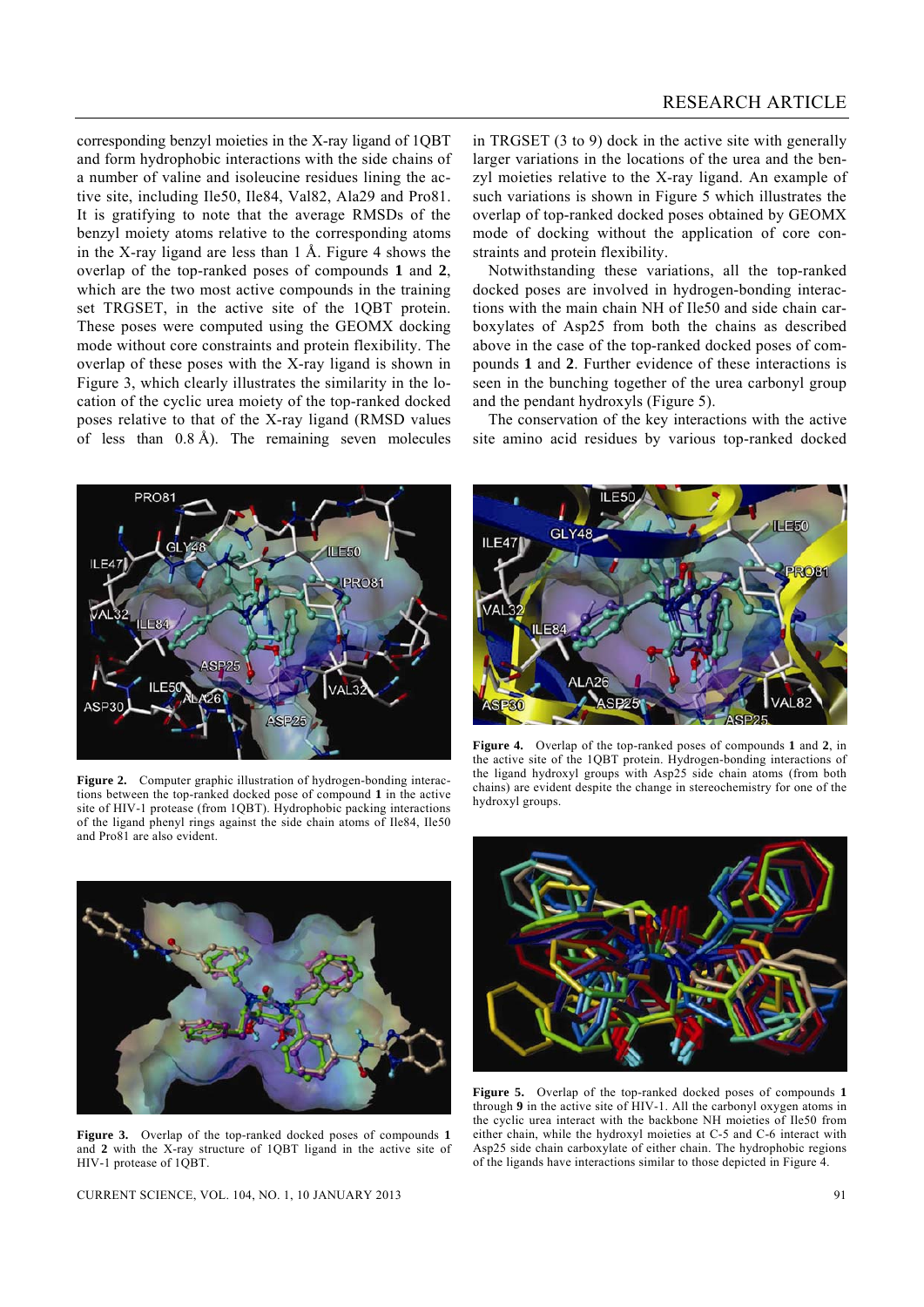corresponding benzyl moieties in the X-ray ligand of 1QBT and form hydrophobic interactions with the side chains of a number of valine and isoleucine residues lining the active site, including Ile50, Ile84, Val82, Ala29 and Pro81. It is gratifying to note that the average RMSDs of the benzyl moiety atoms relative to the corresponding atoms in the X-ray ligand are less than 1 Å. Figure 4 shows the overlap of the top-ranked poses of compounds **1** and **2**, which are the two most active compounds in the training set TRGSET, in the active site of the 1QBT protein. These poses were computed using the GEOMX docking mode without core constraints and protein flexibility. The overlap of these poses with the X-ray ligand is shown in Figure 3, which clearly illustrates the similarity in the location of the cyclic urea moiety of the top-ranked docked poses relative to that of the X-ray ligand (RMSD values of less than 0.8 Å). The remaining seven molecules in TRGSET (3 to 9) dock in the active site with generally larger variations in the locations of the urea and the benzyl moieties relative to the X-ray ligand. An example of such variations is shown in Figure 5 which illustrates the overlap of top-ranked docked poses obtained by GEOMX mode of docking without the application of core constraints and protein flexibility.

Notwithstanding these variations, all the top-ranked docked poses are involved in hydrogen-bonding interactions with the main chain NH of Ile50 and side chain carboxylates of Asp25 from both the chains as described above in the case of the top-ranked docked poses of compounds **1** and **2**. Further evidence of these interactions is seen in the bunching together of the urea carbonyl group and the pendant hydroxyls (Figure 5).

The conservation of the key interactions with the active site amino acid residues by various top-ranked docked

**Figure 2.** Computer graphic illustration of hydrogen-bonding interactions between the top-ranked docked pose of compound **1** in the active site of HIV-1 protease (from 1QBT). Hydrophobic packing interactions of the ligand phenyl rings against the side chain atoms of Ile84, Ile50 and Pro81 are also evident.

**Figure 3.** Overlap of the top-ranked docked poses of compounds **1** and **2** with the X-ray structure of 1QBT ligand in the active site of HIV-1 protease of 1QBT.

**Figure 4.** Overlap of the top-ranked poses of compounds **1** and **2**, in the active site of the 1QBT protein. Hydrogen-bonding interactions of the ligand hydroxyl groups with Asp25 side chain atoms (from both chains) are evident despite the change in stereochemistry for one of the hydroxyl groups.

**Figure 5.** Overlap of the top-ranked docked poses of compounds **1** through **9** in the active site of HIV-1. All the carbonyl oxygen atoms in the cyclic urea interact with the backbone NH moieties of Ile50 from either chain, while the hydroxyl moieties at C-5 and C-6 interact with Asp25 side chain carboxylate of either chain. The hydrophobic regions of the ligands have interactions similar to those depicted in Figure 4.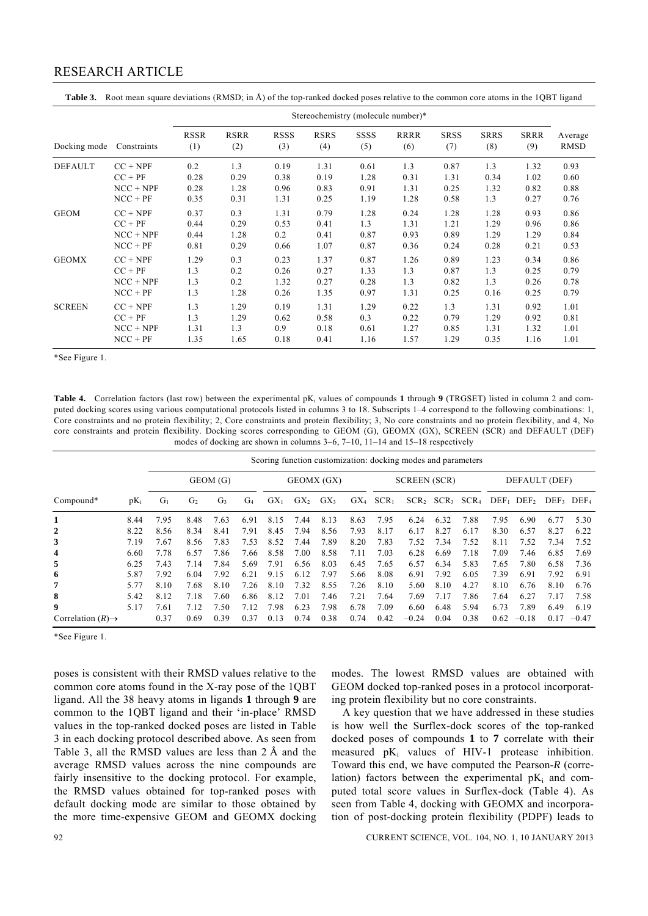**Table 3.** Root mean square deviations (RMSD; in Å) of the top-ranked docked poses relative to the common core atoms in the 1QBT ligand

| Docking mode | Constraints | Stereochemistry (molecule number)* | | | | | | | | | Average RMSD |
|---|---|---|---|---|---|---|---|---|---|---|---|
| | | RSSR (1) | RSRR (2) | RSSS (3) | RSRS (4) | SSSS (5) | RRRR (6) | SRSS (7) | SRRS (8) | SRRR (9) | |
| DEFAULT | CC + NPF | 0.2 | 1.3 | 0.19 | 1.31 | 0.61 | 1.3 | 0.87 | 1.3 | 1.32 | 0.93 |
| | CC + PF | 0.28 | 0.29 | 0.38 | 0.19 | 1.28 | 0.31 | 1.31 | 0.34 | 1.02 | 0.60 |
| | NCC + NPF | 0.28 | 1.28 | 0.96 | 0.83 | 0.91 | 1.31 | 0.25 | 1.32 | 0.82 | 0.88 |
| | NCC + PF | 0.35 | 0.31 | 1.31 | 0.25 | 1.19 | 1.28 | 0.58 | 1.3 | 0.27 | 0.76 |
| GEOM | CC + NPF | 0.37 | 0.3 | 1.31 | 0.79 | 1.28 | 0.24 | 1.28 | 1.28 | 0.93 | 0.86 |
| | CC + PF | 0.44 | 0.29 | 0.53 | 0.41 | 1.3 | 1.31 | 1.21 | 1.29 | 0.96 | 0.86 |
| | NCC + NPF | 0.44 | 1.28 | 0.2 | 0.41 | 0.87 | 0.93 | 0.89 | 1.29 | 1.29 | 0.84 |
| | NCC + PF | 0.81 | 0.29 | 0.66 | 1.07 | 0.87 | 0.36 | 0.24 | 0.28 | 0.21 | 0.53 |
| GEOMX | CC + NPF | 1.29 | 0.3 | 0.23 | 1.37 | 0.87 | 1.26 | 0.89 | 1.23 | 0.34 | 0.86 |
| | CC + PF | 1.3 | 0.2 | 0.26 | 0.27 | 1.33 | 1.3 | 0.87 | 1.3 | 0.25 | 0.79 |
| | NCC + NPF | 1.3 | 0.2 | 1.32 | 0.27 | 0.28 | 1.3 | 0.82 | 1.3 | 0.26 | 0.78 |
| | NCC + PF | 1.3 | 1.28 | 0.26 | 1.35 | 0.97 | 1.31 | 0.25 | 0.16 | 0.25 | 0.79 |
| SCREEN | CC + NPF | 1.3 | 1.29 | 0.19 | 1.31 | 1.29 | 0.22 | 1.3 | 1.31 | 0.92 | 1.01 |
| | CC + PF | 1.3 | 1.29 | 0.62 | 0.58 | 0.3 | 0.22 | 0.79 | 1.29 | 0.92 | 0.81 |
| | NCC + NPF | 1.31 | 1.3 | 0.9 | 0.18 | 0.61 | 1.27 | 0.85 | 1.31 | 1.32 | 1.01 |
| | NCC + PF | 1.35 | 1.65 | 0.18 | 0.41 | 1.16 | 1.57 | 1.29 | 0.35 | 1.16 | 1.01 |

*See Figure 1.

**Table 4.** Correlation factors (last row) between the experimental $pK_i$ values of compounds **1** through **9** (TRGSET) listed in column 2 and computed docking scores using various computational protocols listed in columns 3 to 18. Subscripts 1–4 correspond to the following combinations: 1, Core constraints and no protein flexibility; 2, Core constraints and protein flexibility; 3, No core constraints and no protein flexibility, and 4, No core constraints and protein flexibility. Docking scores corresponding to GEOM (G), GEOMX (GX), SCREEN (SCR) and DEFAULT (DEF) modes of docking are shown in columns 3–6, 7–10, 11–14 and 15–18 respectively

| Compound* | $pK_i$ | GEOM (G) | | | | GEOMX (GX) | | | | SCREEN (SCR) | | | | DEFAULT (DEF) | | | |
|---|---|---|---|---|---|---|---|---|---|---|---|---|---|---|---|---|---|
| | | $G_1$ | $G_2$ | $G_3$ | $G_4$ | $GX_1$ | $GX_2$ | $GX_3$ | $GX_4$ | $SCR_1$ | $SCR_2$ | $SCR_3$ | $SCR_4$ | $DEF_1$ | $DEF_2$ | $DEF_3$ | $DEF_4$ |
| **1** | 8.44 | 7.95 | 8.48 | 7.63 | 6.91 | 8.15 | 7.44 | 8.13 | 8.63 | 7.95 | 6.24 | 6.32 | 7.88 | 7.95 | 6.90 | 6.77 | 5.30 |
| **2** | 8.22 | 8.56 | 8.34 | 8.41 | 7.91 | 8.45 | 7.94 | 8.56 | 7.93 | 8.17 | 6.17 | 8.27 | 6.17 | 8.30 | 6.57 | 8.27 | 6.22 |
| **3** | 7.19 | 7.67 | 8.56 | 7.83 | 7.53 | 8.52 | 7.44 | 7.89 | 8.20 | 7.83 | 7.52 | 7.34 | 7.52 | 8.11 | 7.52 | 7.34 | 7.52 |
| **4** | 6.60 | 7.78 | 6.57 | 7.86 | 7.66 | 8.58 | 7.00 | 8.58 | 7.11 | 7.03 | 6.28 | 6.69 | 7.18 | 7.09 | 7.46 | 6.85 | 7.69 |
| **5** | 6.25 | 7.43 | 7.14 | 7.84 | 5.69 | 7.91 | 6.56 | 8.03 | 6.45 | 7.65 | 6.57 | 6.34 | 5.83 | 7.65 | 7.80 | 6.58 | 7.36 |
| **6** | 5.87 | 7.92 | 6.04 | 7.92 | 6.21 | 9.15 | 6.12 | 7.97 | 5.66 | 8.08 | 6.91 | 7.92 | 6.05 | 7.39 | 6.91 | 7.92 | 6.91 |
| **7** | 5.77 | 8.10 | 7.68 | 8.10 | 7.26 | 8.10 | 7.32 | 8.55 | 7.26 | 8.10 | 5.60 | 8.10 | 4.27 | 8.10 | 6.76 | 8.10 | 6.76 |
| **8** | 5.42 | 8.12 | 7.18 | 7.60 | 6.86 | 8.12 | 7.01 | 7.46 | 7.21 | 7.64 | 7.69 | 7.17 | 7.86 | 7.64 | 6.27 | 7.17 | 7.58 |
| **9** | 5.17 | 7.61 | 7.12 | 7.50 | 7.12 | 7.98 | 6.23 | 7.98 | 6.78 | 7.09 | 6.60 | 6.48 | 5.94 | 6.73 | 7.89 | 6.49 | 6.19 |
| Correlation ($R$)→ | | 0.37 | 0.69 | 0.39 | 0.37 | 0.13 | 0.74 | 0.38 | 0.74 | 0.42 | −0.24 | 0.04 | 0.38 | 0.62 | −0.18 | 0.17 | −0.47 |

*See Figure 1.

poses is consistent with their RMSD values relative to the common core atoms found in the X-ray pose of the 1QBT ligand. All the 38 heavy atoms in ligands **1** through **9** are common to the 1QBT ligand and their 'in-place' RMSD values in the top-ranked docked poses are listed in Table 3 in each docking protocol described above. As seen from Table 3, all the RMSD values are less than 2 Å and the average RMSD values across the nine compounds are fairly insensitive to the docking protocol. For example, the RMSD values obtained for top-ranked poses with default docking mode are similar to those obtained by the more time-expensive GEOM and GEOMX docking modes. The lowest RMSD values are obtained with GEOM docked top-ranked poses in a protocol incorporating protein flexibility but no core constraints.

A key question that we have addressed in these studies is how well the Surflex-dock scores of the top-ranked docked poses of compounds **1** to **7** correlate with their measured $pK_i$ values of HIV-1 protease inhibition. Toward this end, we have computed the Pearson-$R$ (correlation) factors between the experimental $pK_i$ and computed total score values in Surflex-dock (Table 4). As seen from Table 4, docking with GEOMX and incorporation of post-docking protein flexibility (PDPF) leads to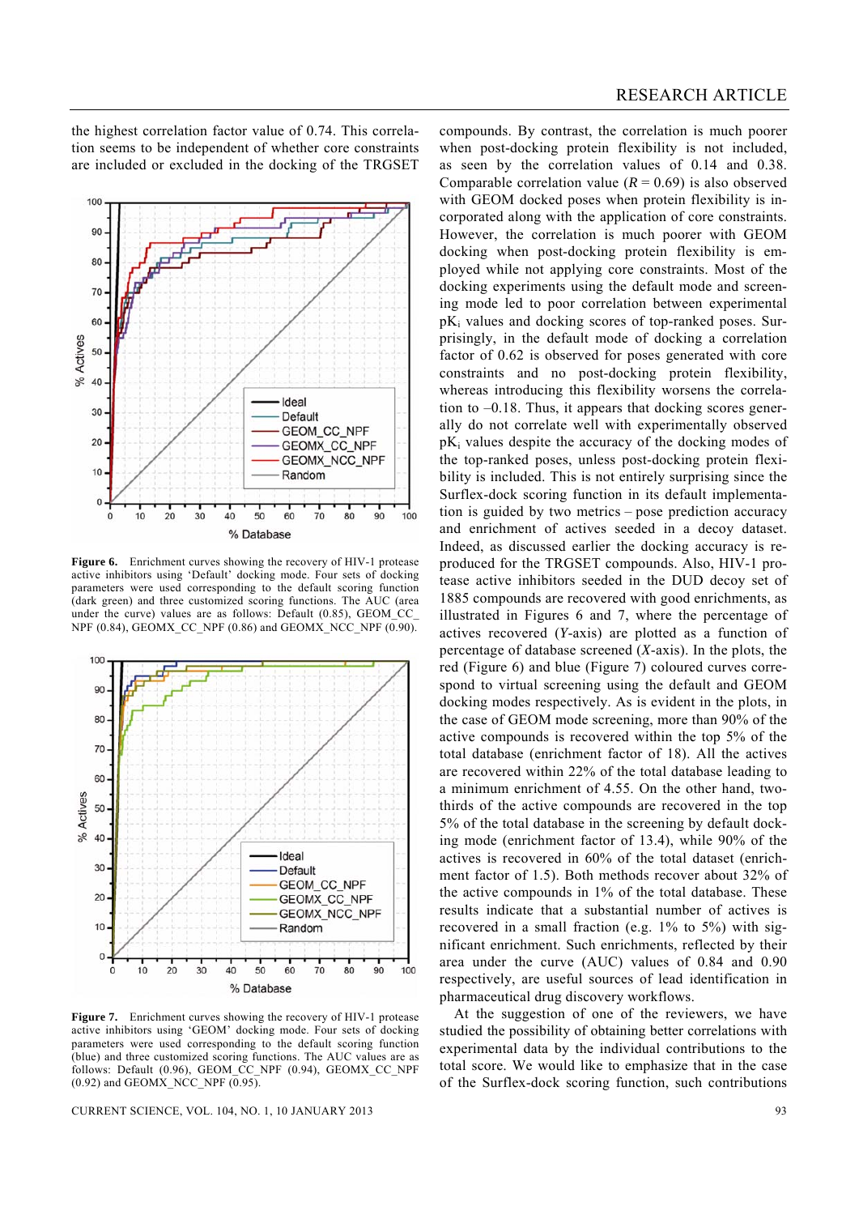the highest correlation factor value of 0.74. This correlation seems to be independent of whether core constraints are included or excluded in the docking of the TRGSET compounds. By contrast, the correlation is much poorer when post-docking protein flexibility is not included, as seen by the correlation values of 0.14 and 0.38. Comparable correlation value ($R = 0.69$) is also observed with GEOM docked poses when protein flexibility is incorporated along with the application of core constraints. However, the correlation is much poorer with GEOM docking when post-docking protein flexibility is employed while not applying core constraints. Most of the docking experiments using the default mode and screening mode led to poor correlation between experimental $pK_i$ values and docking scores of top-ranked poses. Surprisingly, in the default mode of docking a correlation factor of 0.62 is observed for poses generated with core constraints and no post-docking protein flexibility, whereas introducing this flexibility worsens the correlation to –0.18. Thus, it appears that docking scores generally do not correlate well with experimentally observed $pK_i$ values despite the accuracy of the docking modes of the top-ranked poses, unless post-docking protein flexibility is included. This is not entirely surprising since the Surflex-dock scoring function in its default implementation is guided by two metrics – pose prediction accuracy and enrichment of actives seeded in a decoy dataset. Indeed, as discussed earlier the docking accuracy is reproduced for the TRGSET compounds. Also, HIV-1 protease active inhibitors seeded in the DUD decoy set of 1885 compounds are recovered with good enrichments, as illustrated in Figures 6 and 7, where the percentage of actives recovered (*Y*-axis) are plotted as a function of percentage of database screened (*X*-axis). In the plots, the red (Figure 6) and blue (Figure 7) coloured curves correspond to virtual screening using the default and GEOM docking modes respectively. As is evident in the plots, in the case of GEOM mode screening, more than 90% of the active compounds is recovered within the top 5% of the total database (enrichment factor of 18). All the actives are recovered within 22% of the total database leading to a minimum enrichment of 4.55. On the other hand, two-thirds of the active compounds are recovered in the top 5% of the total database in the screening by default docking mode (enrichment factor of 13.4), while 90% of the actives is recovered in 60% of the total dataset (enrichment factor of 1.5). Both methods recover about 32% of the active compounds in 1% of the total database. These results indicate that a substantial number of actives is recovered in a small fraction (e.g. 1% to 5%) with significant enrichment. Such enrichments, reflected by their area under the curve (AUC) values of 0.84 and 0.90 respectively, are useful sources of lead identification in pharmaceutical drug discovery workflows.

**Figure 6.** Enrichment curves showing the recovery of HIV-1 protease active inhibitors using 'Default' docking mode. Four sets of docking parameters were used corresponding to the default scoring function (dark green) and three customized scoring functions. The AUC (area under the curve) values are as follows: Default (0.85), GEOM_CC_NPF (0.84), GEOMX_CC_NPF (0.86) and GEOMX_NCC_NPF (0.90).

**Figure 7.** Enrichment curves showing the recovery of HIV-1 protease active inhibitors using 'GEOM' docking mode. Four sets of docking parameters were used corresponding to the default scoring function (blue) and three customized scoring functions. The AUC values are as follows: Default (0.96), GEOM_CC_NPF (0.94), GEOMX_CC_NPF (0.92) and GEOMX_NCC_NPF (0.95).

At the suggestion of one of the reviewers, we have studied the possibility of obtaining better correlations with experimental data by the individual contributions to the total score. We would like to emphasize that in the case of the Surflex-dock scoring function, such contributions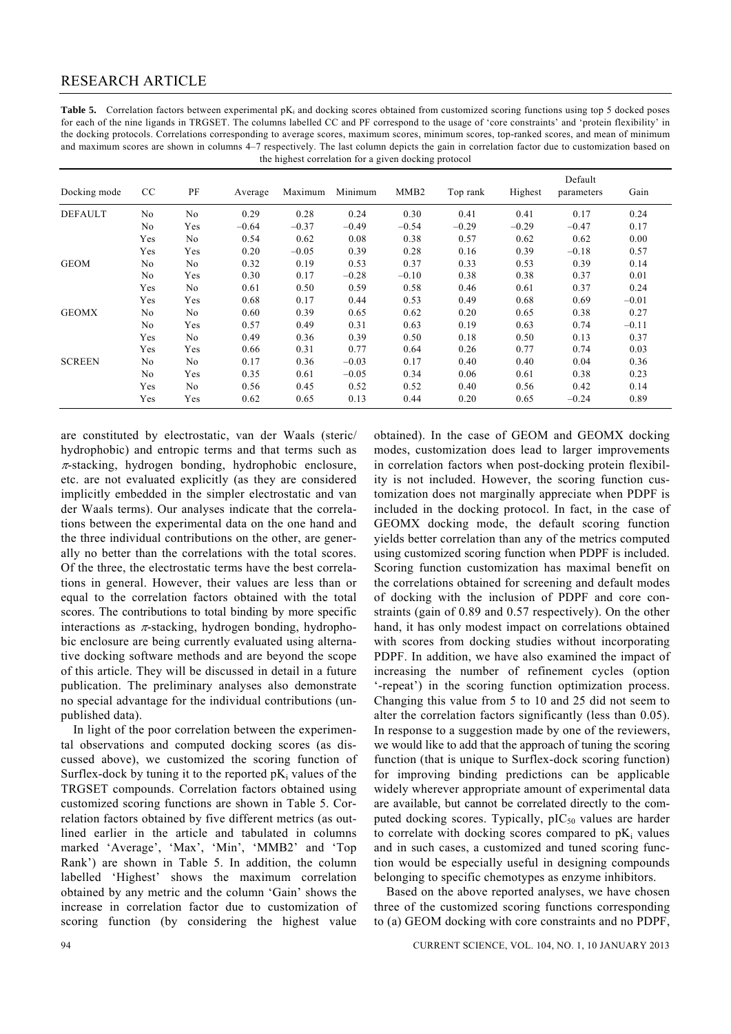**Table 5.** Correlation factors between experimental $pK_i$ and docking scores obtained from customized scoring functions using top 5 docked poses for each of the nine ligands in TRGSET. The columns labelled CC and PF correspond to the usage of 'core constraints' and 'protein flexibility' in the docking protocols. Correlations corresponding to average scores, maximum scores, minimum scores, top-ranked scores, and mean of minimum and maximum scores are shown in columns 4–7 respectively. The last column depicts the gain in correlation factor due to customization based on the highest correlation for a given docking protocol

| Docking mode | CC | PF | Average | Maximum | Minimum | MMB2 | Top rank | Highest | Default parameters | Gain |
|---|---|---|---|---|---|---|---|---|---|---|
| DEFAULT | No | No | 0.29 | 0.28 | 0.24 | 0.30 | 0.41 | 0.41 | 0.17 | 0.24 |
| | No | Yes | –0.64 | –0.37 | –0.49 | –0.54 | –0.29 | –0.29 | –0.47 | 0.17 |
| | Yes | No | 0.54 | 0.62 | 0.08 | 0.38 | 0.57 | 0.62 | 0.62 | 0.00 |
| | Yes | Yes | 0.20 | –0.05 | 0.39 | 0.28 | 0.16 | 0.39 | –0.18 | 0.57 |
| GEOM | No | No | 0.32 | 0.19 | 0.53 | 0.37 | 0.33 | 0.53 | 0.39 | 0.14 |
| | No | Yes | 0.30 | 0.17 | –0.28 | –0.10 | 0.38 | 0.38 | 0.37 | 0.01 |
| | Yes | No | 0.61 | 0.50 | 0.59 | 0.58 | 0.46 | 0.61 | 0.37 | 0.24 |
| | Yes | Yes | 0.68 | 0.17 | 0.44 | 0.53 | 0.49 | 0.68 | 0.69 | –0.01 |
| GEOMX | No | No | 0.60 | 0.39 | 0.65 | 0.62 | 0.20 | 0.65 | 0.38 | 0.27 |
| | No | Yes | 0.57 | 0.49 | 0.31 | 0.63 | 0.19 | 0.63 | 0.74 | –0.11 |
| | Yes | No | 0.49 | 0.36 | 0.39 | 0.50 | 0.18 | 0.50 | 0.13 | 0.37 |
| | Yes | Yes | 0.66 | 0.31 | 0.77 | 0.64 | 0.26 | 0.77 | 0.74 | 0.03 |
| SCREEN | No | No | 0.17 | 0.36 | –0.03 | 0.17 | 0.40 | 0.40 | 0.04 | 0.36 |
| | No | Yes | 0.35 | 0.61 | –0.05 | 0.34 | 0.06 | 0.61 | 0.38 | 0.23 |
| | Yes | No | 0.56 | 0.45 | 0.52 | 0.52 | 0.40 | 0.56 | 0.42 | 0.14 |
| | Yes | Yes | 0.62 | 0.65 | 0.13 | 0.44 | 0.20 | 0.65 | –0.24 | 0.89 |

are constituted by electrostatic, van der Waals (steric/hydrophobic) and entropic terms and that terms such as $\pi$-stacking, hydrogen bonding, hydrophobic enclosure, etc. are not evaluated explicitly (as they are considered implicitly embedded in the simpler electrostatic and van der Waals terms). Our analyses indicate that the correlations between the experimental data on the one hand and the three individual contributions on the other, are generally no better than the correlations with the total scores. Of the three, the electrostatic terms have the best correlations in general. However, their values are less than or equal to the correlation factors obtained with the total scores. The contributions to total binding by more specific interactions as $\pi$-stacking, hydrogen bonding, hydrophobic enclosure are being currently evaluated using alternative docking software methods and are beyond the scope of this article. They will be discussed in detail in a future publication. The preliminary analyses also demonstrate no special advantage for the individual contributions (unpublished data).

In light of the poor correlation between the experimental observations and computed docking scores (as discussed above), we customized the scoring function of Surflex-dock by tuning it to the reported $pK_i$ values of the TRGSET compounds. Correlation factors obtained using customized scoring functions are shown in Table 5. Correlation factors obtained by five different metrics (as outlined earlier in the article and tabulated in columns marked 'Average', 'Max', 'Min', 'MMB2' and 'Top Rank') are shown in Table 5. In addition, the column labelled 'Highest' shows the maximum correlation obtained by any metric and the column 'Gain' shows the increase in correlation factor due to customization of scoring function (by considering the highest value obtained). In the case of GEOM and GEOMX docking modes, customization does lead to larger improvements in correlation factors when post-docking protein flexibility is not included. However, the scoring function customization does not marginally appreciate when PDPF is included in the docking protocol. In fact, in the case of GEOMX docking mode, the default scoring function yields better correlation than any of the metrics computed using customized scoring function when PDPF is included. Scoring function customization has maximal benefit on the correlations obtained for screening and default modes of docking with the inclusion of PDPF and core constraints (gain of 0.89 and 0.57 respectively). On the other hand, it has only modest impact on correlations obtained with scores from docking studies without incorporating PDPF. In addition, we have also examined the impact of increasing the number of refinement cycles (option '-repeat') in the scoring function optimization process. Changing this value from 5 to 10 and 25 did not seem to alter the correlation factors significantly (less than 0.05). In response to a suggestion made by one of the reviewers, we would like to add that the approach of tuning the scoring function (that is unique to Surflex-dock scoring function) for improving binding predictions can be applicable widely wherever appropriate amount of experimental data are available, but cannot be correlated directly to the computed docking scores. Typically, $pIC_{50}$ values are harder to correlate with docking scores compared to $pK_i$ values and in such cases, a customized and tuned scoring function would be especially useful in designing compounds belonging to specific chemotypes as enzyme inhibitors.

Based on the above reported analyses, we have chosen three of the customized scoring functions corresponding to (a) GEOM docking with core constraints and no PDPF,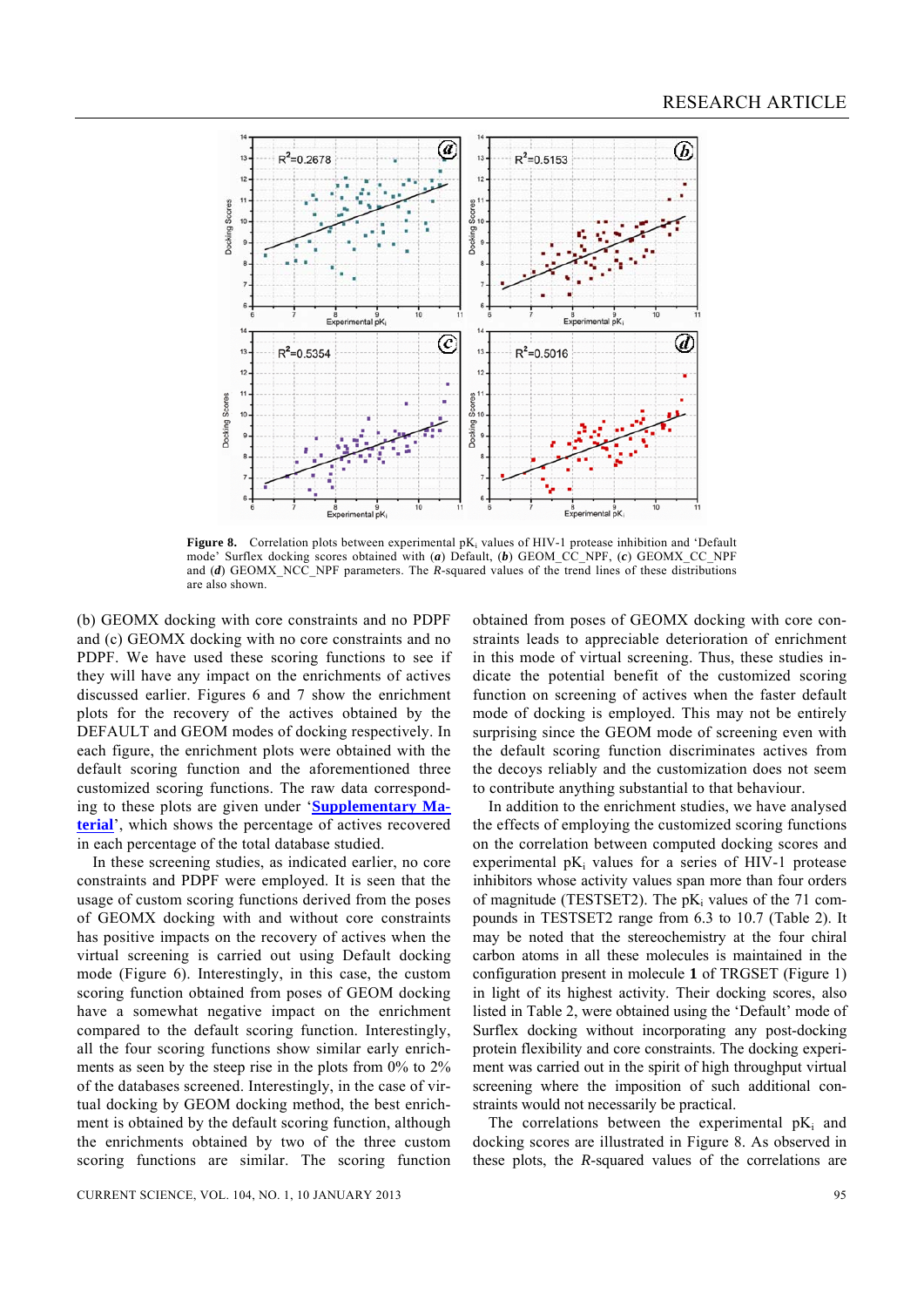**Figure 8.** Correlation plots between experimental $pK_i$ values of HIV-1 protease inhibition and 'Default mode' Surflex docking scores obtained with (***a***) Default, (***b***) GEOM_CC_NPF, (***c***) GEOMX_CC_NPF and (***d***) GEOMX_NCC_NPF parameters. The *R*-squared values of the trend lines of these distributions are also shown.

(b) GEOMX docking with core constraints and no PDPF and (c) GEOMX docking with no core constraints and no PDPF. We have used these scoring functions to see if they will have any impact on the enrichments of actives discussed earlier. Figures 6 and 7 show the enrichment plots for the recovery of the actives obtained by the DEFAULT and GEOM modes of docking respectively. In each figure, the enrichment plots were obtained with the default scoring function and the aforementioned three customized scoring functions. The raw data corresponding to these plots are given under '[Supplementary Material](#)', which shows the percentage of actives recovered in each percentage of the total database studied.

In these screening studies, as indicated earlier, no core constraints and PDPF were employed. It is seen that the usage of custom scoring functions derived from the poses of GEOMX docking with and without core constraints has positive impacts on the recovery of actives when the virtual screening is carried out using Default docking mode (Figure 6). Interestingly, in this case, the custom scoring function obtained from poses of GEOM docking have a somewhat negative impact on the enrichment compared to the default scoring function. Interestingly, all the four scoring functions show similar early enrichments as seen by the steep rise in the plots from 0% to 2% of the databases screened. Interestingly, in the case of virtual docking by GEOM docking method, the best enrichment is obtained by the default scoring function, although the enrichments obtained by two of the three custom scoring functions are similar. The scoring function obtained from poses of GEOMX docking with core constraints leads to appreciable deterioration of enrichment in this mode of virtual screening. Thus, these studies indicate the potential benefit of the customized scoring function on screening of actives when the faster default mode of docking is employed. This may not be entirely surprising since the GEOM mode of screening even with the default scoring function discriminates actives from the decoys reliably and the customization does not seem to contribute anything substantial to that behaviour.

In addition to the enrichment studies, we have analysed the effects of employing the customized scoring functions on the correlation between computed docking scores and experimental $pK_i$ values for a series of HIV-1 protease inhibitors whose activity values span more than four orders of magnitude (TESTSET2). The $pK_i$ values of the 71 compounds in TESTSET2 range from 6.3 to 10.7 (Table 2). It may be noted that the stereochemistry at the four chiral carbon atoms in all these molecules is maintained in the configuration present in molecule **1** of TRGSET (Figure 1) in light of its highest activity. Their docking scores, also listed in Table 2, were obtained using the 'Default' mode of Surflex docking without incorporating any post-docking protein flexibility and core constraints. The docking experiment was carried out in the spirit of high throughput virtual screening where the imposition of such additional constraints would not necessarily be practical.

The correlations between the experimental $pK_i$ and docking scores are illustrated in Figure 8. As observed in these plots, the *R*-squared values of the correlations are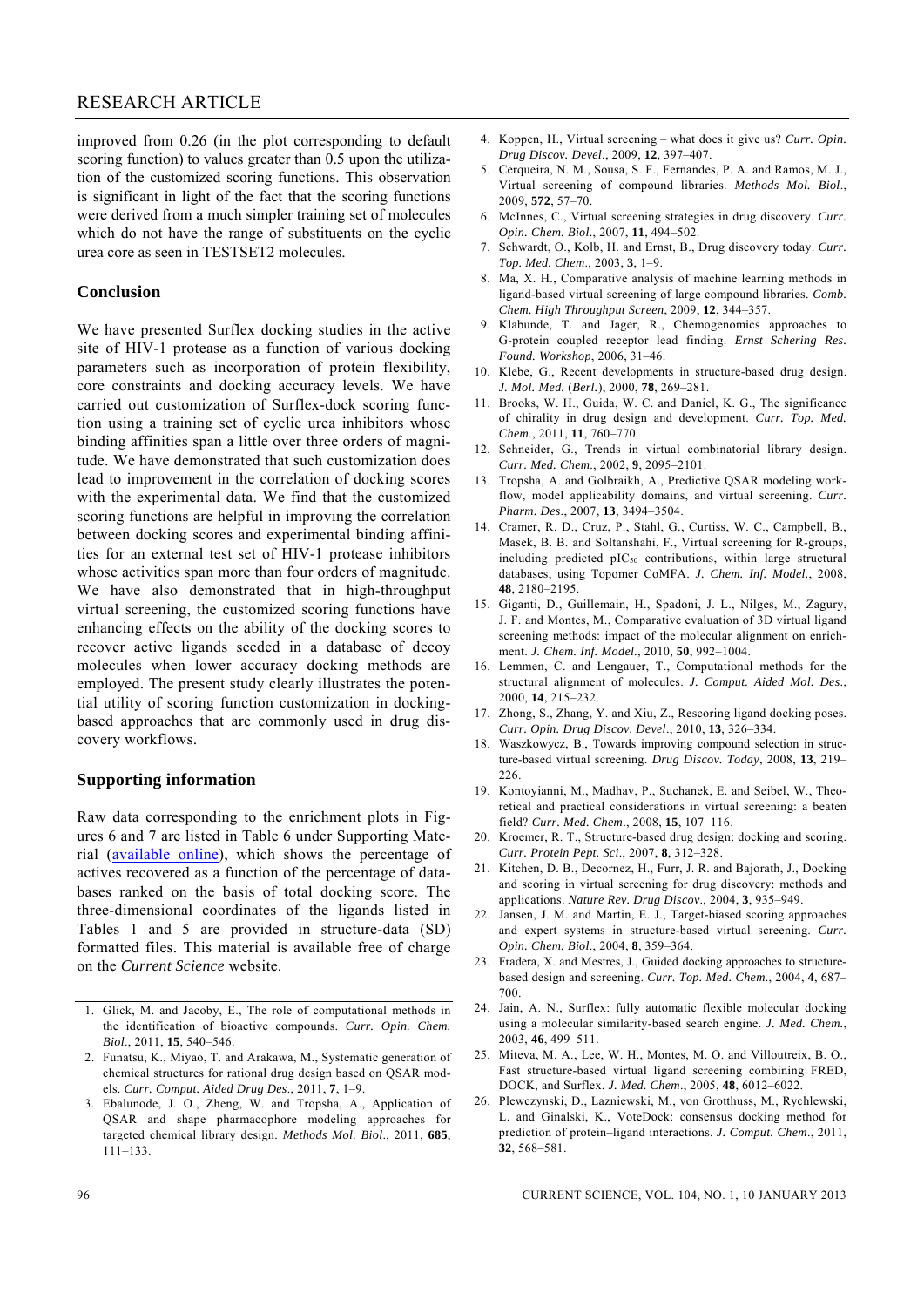improved from 0.26 (in the plot corresponding to default scoring function) to values greater than 0.5 upon the utilization of the customized scoring functions. This observation is significant in light of the fact that the scoring functions were derived from a much simpler training set of molecules which do not have the range of substituents on the cyclic urea core as seen in TESTSET2 molecules.

## Conclusion

We have presented Surflex docking studies in the active site of HIV-1 protease as a function of various docking parameters such as incorporation of protein flexibility, core constraints and docking accuracy levels. We have carried out customization of Surflex-dock scoring function using a training set of cyclic urea inhibitors whose binding affinities span a little over three orders of magnitude. We have demonstrated that such customization does lead to improvement in the correlation of docking scores with the experimental data. We find that the customized scoring functions are helpful in improving the correlation between docking scores and experimental binding affinities for an external test set of HIV-1 protease inhibitors whose activities span more than four orders of magnitude. We have also demonstrated that in high-throughput virtual screening, the customized scoring functions have enhancing effects on the ability of the docking scores to recover active ligands seeded in a database of decoy molecules when lower accuracy docking methods are employed. The present study clearly illustrates the potential utility of scoring function customization in docking-based approaches that are commonly used in drug discovery workflows.

## Supporting information

Raw data corresponding to the enrichment plots in Figures 6 and 7 are listed in Table 6 under Supporting Material (available online), which shows the percentage of actives recovered as a function of the percentage of databases ranked on the basis of total docking score. The three-dimensional coordinates of the ligands listed in Tables 1 and 5 are provided in structure-data (SD) formatted files. This material is available free of charge on the *Current Science* website.

1. Glick, M. and Jacoby, E., The role of computational methods in the identification of bioactive compounds. *Curr. Opin. Chem. Biol*., 2011, **15**, 540–546.
2. Funatsu, K., Miyao, T. and Arakawa, M., Systematic generation of chemical structures for rational drug design based on QSAR models. *Curr. Comput. Aided Drug Des*., 2011, **7**, 1–9.
3. Ebalunode, J. O., Zheng, W. and Tropsha, A., Application of QSAR and shape pharmacophore modeling approaches for targeted chemical library design. *Methods Mol. Biol*., 2011, **685**, 111–133.
4. Koppen, H., Virtual screening – what does it give us? *Curr. Opin. Drug Discov. Devel*., 2009, **12**, 397–407.
5. Cerqueira, N. M., Sousa, S. F., Fernandes, P. A. and Ramos, M. J., Virtual screening of compound libraries. *Methods Mol. Biol*., 2009, **572**, 57–70.
6. McInnes, C., Virtual screening strategies in drug discovery. *Curr. Opin. Chem. Biol*., 2007, **11**, 494–502.
7. Schwardt, O., Kolb, H. and Ernst, B., Drug discovery today. *Curr. Top. Med. Chem*., 2003, **3**, 1–9.
8. Ma, X. H., Comparative analysis of machine learning methods in ligand-based virtual screening of large compound libraries. *Comb. Chem. High Throughput Screen*, 2009, **12**, 344–357.
9. Klabunde, T. and Jager, R., Chemogenomics approaches to G-protein coupled receptor lead finding. *Ernst Schering Res. Found. Workshop*, 2006, 31–46.
10. Klebe, G., Recent developments in structure-based drug design. *J. Mol. Med. (Berl.)*, 2000, **78**, 269–281.
11. Brooks, W. H., Guida, W. C. and Daniel, K. G., The significance of chirality in drug design and development. *Curr. Top. Med. Chem*., 2011, **11**, 760–770.
12. Schneider, G., Trends in virtual combinatorial library design. *Curr. Med. Chem*., 2002, **9**, 2095–2101.
13. Tropsha, A. and Golbraikh, A., Predictive QSAR modeling workflow, model applicability domains, and virtual screening. *Curr. Pharm. Des*., 2007, **13**, 3494–3504.
14. Cramer, R. D., Cruz, P., Stahl, G., Curtiss, W. C., Campbell, B., Masek, B. B. and Soltanshahi, F., Virtual screening for R-groups, including predicted $pIC_{50}$ contributions, within large structural databases, using Topomer CoMFA. *J. Chem. Inf. Model*., 2008, **48**, 2180–2195.
15. Giganti, D., Guillemain, H., Spadoni, J. L., Nilges, M., Zagury, J. F. and Montes, M., Comparative evaluation of 3D virtual ligand screening methods: impact of the molecular alignment on enrichment. *J. Chem. Inf. Model*., 2010, **50**, 992–1004.
16. Lemmen, C. and Lengauer, T., Computational methods for the structural alignment of molecules. *J. Comput. Aided Mol. Des*., 2000, **14**, 215–232.
17. Zhong, S., Zhang, Y. and Xiu, Z., Rescoring ligand docking poses. *Curr. Opin. Drug Discov. Devel*., 2010, **13**, 326–334.
18. Waszkowycz, B., Towards improving compound selection in structure-based virtual screening. *Drug Discov. Today*, 2008, **13**, 219–226.
19. Kontoyianni, M., Madhav, P., Suchanek, E. and Seibel, W., Theoretical and practical considerations in virtual screening: a beaten field? *Curr. Med. Chem*., 2008, **15**, 107–116.
20. Kroemer, R. T., Structure-based drug design: docking and scoring. *Curr. Protein Pept. Sci*., 2007, **8**, 312–328.
21. Kitchen, D. B., Decornez, H., Furr, J. R. and Bajorath, J., Docking and scoring in virtual screening for drug discovery: methods and applications. *Nature Rev. Drug Discov*., 2004, **3**, 935–949.
22. Jansen, J. M. and Martin, E. J., Target-biased scoring approaches and expert systems in structure-based virtual screening. *Curr. Opin. Chem. Biol*., 2004, **8**, 359–364.
23. Fradera, X. and Mestres, J., Guided docking approaches to structure-based design and screening. *Curr. Top. Med. Chem*., 2004, **4**, 687–700.
24. Jain, A. N., Surflex: fully automatic flexible molecular docking using a molecular similarity-based search engine. *J. Med. Chem*., 2003, **46**, 499–511.
25. Miteva, M. A., Lee, W. H., Montes, M. O. and Villoutreix, B. O., Fast structure-based virtual ligand screening combining FRED, DOCK, and Surflex. *J. Med. Chem*., 2005, **48**, 6012–6022.
26. Plewczynski, D., Lazniewski, M., von Grotthuss, M., Rychlewski, L. and Ginalski, K., VoteDock: consensus docking method for prediction of protein–ligand interactions. *J. Comput. Chem*., 2011, **32**, 568–581.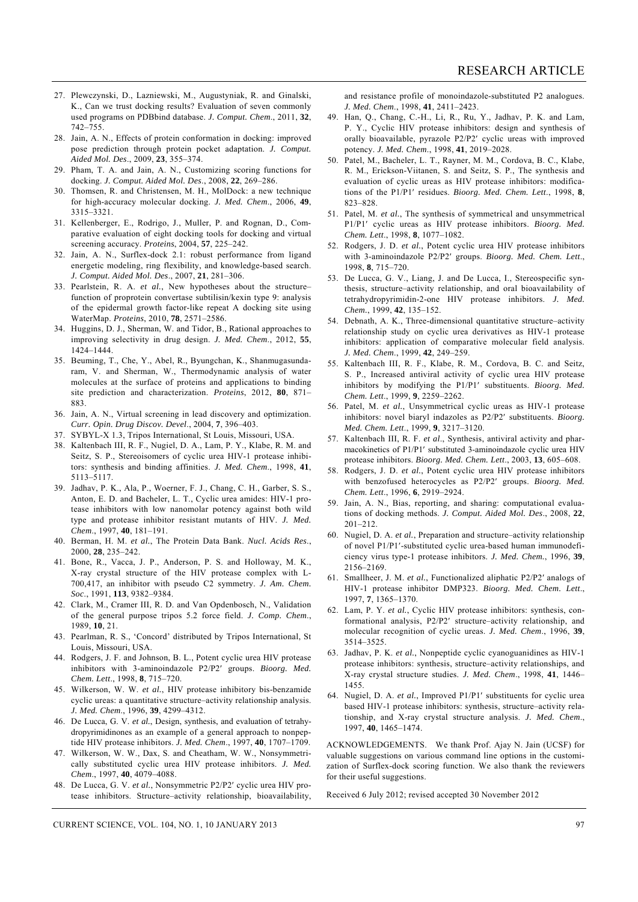27. Plewczynski, D., Lazniewski, M., Augustyniak, R. and Ginalski, K., Can we trust docking results? Evaluation of seven commonly used programs on PDBbind database. *J. Comput. Chem*., 2011, **32**, 742–755.
28. Jain, A. N., Effects of protein conformation in docking: improved pose prediction through protein pocket adaptation. *J. Comput. Aided Mol. Des*., 2009, **23**, 355–374.
29. Pham, T. A. and Jain, A. N., Customizing scoring functions for docking. *J. Comput. Aided Mol. Des*., 2008, **22**, 269–286.
30. Thomsen, R. and Christensen, M. H., MolDock: a new technique for high-accuracy molecular docking. *J. Med. Chem*., 2006, **49**, 3315–3321.
31. Kellenberger, E., Rodrigo, J., Muller, P. and Rognan, D., Comparative evaluation of eight docking tools for docking and virtual screening accuracy. *Proteins*, 2004, **57**, 225–242.
32. Jain, A. N., Surflex-dock 2.1: robust performance from ligand energetic modeling, ring flexibility, and knowledge-based search. *J. Comput. Aided Mol. Des*., 2007, **21**, 281–306.
33. Pearlstein, R. A. *et al*., New hypotheses about the structure–function of proprotein convertase subtilisin/kexin type 9: analysis of the epidermal growth factor-like repeat A docking site using WaterMap. *Proteins*, 2010, **78**, 2571–2586.
34. Huggins, D. J., Sherman, W. and Tidor, B., Rational approaches to improving selectivity in drug design. *J. Med. Chem*., 2012, **55**, 1424–1444.
35. Beuming, T., Che, Y., Abel, R., Byungchan, K., Shanmugasundaram, V. and Sherman, W., Thermodynamic analysis of water molecules at the surface of proteins and applications to binding site prediction and characterization. *Proteins*, 2012, **80**, 871–883.
36. Jain, A. N., Virtual screening in lead discovery and optimization. *Curr. Opin. Drug Discov. Devel*., 2004, **7**, 396–403.
37. SYBYL-X 1.3, Tripos International, St Louis, Missouri, USA.
38. Kaltenbach III, R. F., Nugiel, D. A., Lam, P. Y., Klabe, R. M. and Seitz, S. P., Stereoisomers of cyclic urea HIV-1 protease inhibitors: synthesis and binding affinities. *J. Med. Chem*., 1998, **41**, 5113–5117.
39. Jadhav, P. K., Ala, P., Woerner, F. J., Chang, C. H., Garber, S. S., Anton, E. D. and Bacheler, L. T., Cyclic urea amides: HIV-1 protease inhibitors with low nanomolar potency against both wild type and protease inhibitor resistant mutants of HIV. *J. Med. Chem*., 1997, **40**, 181–191.
40. Berman, H. M. *et al*., The Protein Data Bank. *Nucl. Acids Res*., 2000, **28**, 235–242.
41. Bone, R., Vacca, J. P., Anderson, P. S. and Holloway, M. K., X-ray crystal structure of the HIV protease complex with L-700,417, an inhibitor with pseudo C2 symmetry. *J. Am. Chem. Soc*., 1991, **113**, 9382–9384.
42. Clark, M., Cramer III, R. D. and Van Opdenbosch, N., Validation of the general purpose tripos 5.2 force field. *J. Comp. Chem*., 1989, **10**, 21.
43. Pearlman, R. S., 'Concord' distributed by Tripos International, St Louis, Missouri, USA.
44. Rodgers, J. F. and Johnson, B. L., Potent cyclic urea HIV protease inhibitors with 3-aminoindazole P2/P2′ groups. *Bioorg. Med. Chem. Lett*., 1998, **8**, 715–720.
45. Wilkerson, W. W. *et al*., HIV protease inhibitory bis-benzamide cyclic ureas: a quantitative structure–activity relationship analysis. *J. Med. Chem*., 1996, **39**, 4299–4312.
46. De Lucca, G. V. *et al*., Design, synthesis, and evaluation of tetrahydropyrimidinones as an example of a general approach to nonpeptide HIV protease inhibitors. *J. Med. Chem*., 1997, **40**, 1707–1709.
47. Wilkerson, W. W., Dax, S. and Cheatham, W. W., Nonsymmetrically substituted cyclic urea HIV protease inhibitors. *J. Med. Chem*., 1997, **40**, 4079–4088.
48. De Lucca, G. V. *et al*., Nonsymmetric P2/P2′ cyclic urea HIV protease inhibitors. Structure–activity relationship, bioavailability, and resistance profile of monoindazole-substituted P2 analogues. *J. Med. Chem*., 1998, **41**, 2411–2423.
49. Han, Q., Chang, C.-H., Li, R., Ru, Y., Jadhav, P. K. and Lam, P. Y., Cyclic HIV protease inhibitors: design and synthesis of orally bioavailable, pyrazole P2/P2′ cyclic ureas with improved potency. *J. Med. Chem*., 1998, **41**, 2019–2028.
50. Patel, M., Bacheler, L. T., Rayner, M. M., Cordova, B. C., Klabe, R. M., Erickson-Viitanen, S. and Seitz, S. P., The synthesis and evaluation of cyclic ureas as HIV protease inhibitors: modifications of the P1/P1′ residues. *Bioorg. Med. Chem. Lett*., 1998, **8**, 823–828.
51. Patel, M. *et al*., The synthesis of symmetrical and unsymmetrical P1/P1′ cyclic ureas as HIV protease inhibitors. *Bioorg. Med. Chem. Lett*., 1998, **8**, 1077–1082.
52. Rodgers, J. D. *et al*., Potent cyclic urea HIV protease inhibitors with 3-aminoindazole P2/P2′ groups. *Bioorg. Med. Chem. Lett*., 1998, **8**, 715–720.
53. De Lucca, G. V., Liang, J. and De Lucca, I., Stereospecific synthesis, structure–activity relationship, and oral bioavailability of tetrahydropyrimidin-2-one HIV protease inhibitors. *J. Med. Chem*., 1999, **42**, 135–152.
54. Debnath, A. K., Three-dimensional quantitative structure–activity relationship study on cyclic urea derivatives as HIV-1 protease inhibitors: application of comparative molecular field analysis. *J. Med. Chem*., 1999, **42**, 249–259.
55. Kaltenbach III, R. F., Klabe, R. M., Cordova, B. C. and Seitz, S. P., Increased antiviral activity of cyclic urea HIV protease inhibitors by modifying the P1/P1′ substituents. *Bioorg. Med. Chem. Lett*., 1999, **9**, 2259–2262.
56. Patel, M. *et al*., Unsymmetrical cyclic ureas as HIV-1 protease inhibitors: novel biaryl indazoles as P2/P2′ substituents. *Bioorg. Med. Chem. Lett*., 1999, **9**, 3217–3120.
57. Kaltenbach III, R. F. *et al*., Synthesis, antiviral activity and pharmacokinetics of P1/P1′ substituted 3-aminoindazole cyclic urea HIV protease inhibitors. *Bioorg. Med. Chem. Lett*., 2003, **13**, 605–608.
58. Rodgers, J. D. *et al*., Potent cyclic urea HIV protease inhibitors with benzofused heterocycles as P2/P2′ groups. *Bioorg. Med. Chem. Lett*., 1996, **6**, 2919–2924.
59. Jain, A. N., Bias, reporting, and sharing: computational evaluations of docking methods. *J. Comput. Aided Mol. Des*., 2008, **22**, 201–212.
60. Nugiel, D. A. *et al*., Preparation and structure–activity relationship of novel P1/P1′-substituted cyclic urea-based human immunodeficiency virus type-1 protease inhibitors. *J. Med. Chem*., 1996, **39**, 2156–2169.
61. Smallheer, J. M. *et al*., Functionalized aliphatic P2/P2′ analogs of HIV-1 protease inhibitor DMP323. *Bioorg. Med. Chem. Lett*., 1997, **7**, 1365–1370.
62. Lam, P. Y. *et al*., Cyclic HIV protease inhibitors: synthesis, conformational analysis, P2/P2′ structure–activity relationship, and molecular recognition of cyclic ureas. *J. Med. Chem*., 1996, **39**, 3514–3525.
63. Jadhav, P. K. *et al*., Nonpeptide cyclic cyanoguanidines as HIV-1 protease inhibitors: synthesis, structure–activity relationships, and X-ray crystal structure studies. *J. Med. Chem*., 1998, **41**, 1446–1455.
64. Nugiel, D. A. *et al*., Improved P1/P1′ substituents for cyclic urea based HIV-1 protease inhibitors: synthesis, structure–activity relationship, and X-ray crystal structure analysis. *J. Med. Chem*., 1997, **40**, 1465–1474.

ACKNOWLEDGEMENTS. We thank Prof. Ajay N. Jain (UCSF) for valuable suggestions on various command line options in the customization of Surflex-dock scoring function. We also thank the reviewers for their useful suggestions.

Received 6 July 2012; revised accepted 30 November 2012